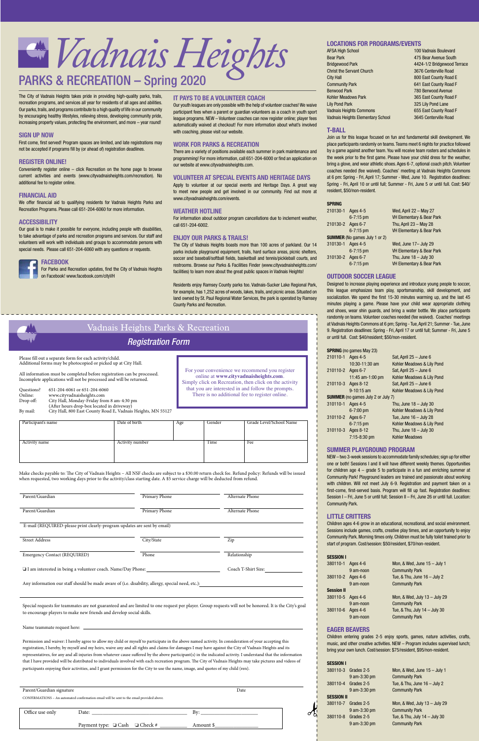# Vadnais Heights

## PARKS & RECREATION – Spring 2020

The City of Vadnais Heights takes pride in providing high-quality parks, trails, recreation programs, and services all year for residents of all ages and abilities. Our parks, trails, and programs contribute to a high quality of life in our community by encouraging healthy lifestyles, relieving stress, developing community pride, increasing property values, protecting the environment, and more – year round!

### SIGN UP NOW

First come, first served! Program spaces are limited, and late registrations may not be accepted if programs fill by (or ahead of) registration deadlines.

### REGISTER ONLINE!

Conveniently register online – click Recreation on the home page to browse current activities and events (www.cityvadnaisheights.com/recreation). No additional fee to register online.

### FINANCIAL AID

We offer financial aid to qualifying residents for Vadnais Heights Parks and Recreation Programs. Please call 651-204-6060 for more information.

### ACCESSIBILITY

Our goal is to make it possible for everyone, including people with disabilities, to take advantage of parks and recreation programs and services. Our staff and volunteers will work with individuals and groups to accommodate persons with special needs. Please call 651-204-6060 with any questions or requests.

### FACEBOOK

For Parks and Recreation updates, find the City of Vadnais Heights on Facebook! www.facebook.com/cityVH

### IT PAYS TO BE A VOLUNTEER COACH

Our youth leagues are only possible with the help of volunteer coaches! We waive participant fees when a parent or guardian volunteers as a coach in youth sport league programs. NEW – Volunteer coaches can now register online; player fees automatically waived at checkout! For more information about what's involved with coaching, please visit our website.

### WORK FOR PARKS & RECREATION

There are a variety of positions available each summer in park maintenance and programming! For more information, call 651-204-6000 or find an application on our website at www.cityvadnaisheights.com.

### VOLUNTEER AT SPECIAL EVENTS AND HERITAGE DAYS

Apply to volunteer at our special events and Heritage Days. A great way to meet new people and get involved in our community. Find out more at www.cityvadnaisheights.com/events.

### WEATHER HOTLINE

For information about outdoor program cancellations due to inclement weather, call 651-204-6002.

### ENJOY OUR PARKS & TRAILS!

The City of Vadnais Heights boasts more than 100 acres of parkland. Our 14 parks include playground equipment, trails, hard surface areas, picnic shelters, soccer and baseball/softball fields, basketball and tennis/pickleball courts, and restrooms. Browse our Parks & Facilities Finder (www.cityvadnaisheights.com/facilities) to learn more about the great public spaces in Vadnais Heights!

Residents enjoy Ramsey County parks too. Vadnais-Sucker Lake Regional Park, for example, has 1,252 acres of woods, lakes, trails, and picnic areas. Situated on land owned by St. Paul Regional Water Services, the park is operated by Ramsey County Parks and Recreation.

### LOCATIONS FOR PROGRAMS/EVENTS

| Location | Address |
|---|---|
| AFSA High School | 100 Vadnais Boulevard |
| Bear Park | 475 Bear Avenue South |
| Bridgewood Park | 4424-1/2 Bridgewood Terrace |
| Christ the Servant Church | 3676 Centerville Road |
| City Hall | 800 East County Road E |
| Community Park | 641 East County Road F |
| Berwood Park | 780 Berwood Avenue |
| Kohler Meadows Park | 365 East County Road F |
| Lily Pond Park | 325 Lily Pond Lane |
| Vadnais Heights Commons | 655 East County Road F |
| Vadnais Heights Elementary School | 3645 Centerville Road |

### T-BALL

Join us for this league focused on fun and fundamental skill development. We place participants randomly on teams. Teams meet 6 nights for practice followed by a game against another team. You will receive team rosters and schedules in the week prior to the first game. Please have your child dress for the weather, bring a glove, and wear athletic shoes. Ages 6-7, optional coach pitch. Volunteer coaches needed (fee waived). Coaches' meeting at Vadnais Heights Commons at 6 pm: Spring - Fri, April 17; Summer - Wed, June 10. Registration deadlines: Spring - Fri, April 10 or until full; Summer - Fri, June 5 or until full. Cost: $40/resident, $50/non-resident.

| | | |
|---|---|---|
| **SPRING** | | |
| 210130-1 | Ages 4-5, 6-7:15 pm | Wed, April 22 – May 27, VH Elementary & Bear Park |
| 210130-2 | Ages 6-7, 6-7:15 pm | Thu, April 23 – May 28, VH Elementary & Bear Park |
| **SUMMER** (No games July 1 or 2) | | |
| 310130-1 | Ages 4-5, 6-7:15 pm | Wed, June 17– July 29, VH Elementary & Bear Park |
| 310130-2 | Ages 6-7, 6-7:15 pm | Thu, June 18 – July 30, VH Elementary & Bear Park |

### OUTDOOR SOCCER LEAGUE

Designed to increase playing experience and introduce young people to soccer, this league emphasizes team play, sportsmanship, skill development, and socialization. We spend the first 15-30 minutes warming up, and the last 45 minutes playing a game. Please have your child wear appropriate clothing and shoes, wear shin guards, and bring a water bottle. We place participants randomly on teams. Volunteer coaches needed (fee waived). Coaches' meetings at Vadnais Heights Commons at 6 pm; Spring - Tue, April 21; Summer - Tue, June 9. Registration deadlines: Spring - Fri, April 17 or until full; Summer - Fri, June 5 or until full. Cost: $40/resident; $50/non-resident.

| | | |
|---|---|---|
| **SPRING** (no games May 23) | | |
| 210110-1 | Ages 4-5, 10:30-11:30 am | Sat, April 25 – June 6, Kohler Meadows & Lily Pond |
| 210110-2 | Ages 6-7, 11:45 am-1:00 pm | Sat, April 25 – June 6, Kohler Meadows & Lily Pond |
| 210110-3 | Ages 8-12, 9-10:15 am | Sat, April 25 – June 6, Kohler Meadows & Lily Pond |
| **SUMMER** (no games July 2 or July 7) | | |
| 310110-1 | Ages 4-5, 6-7:00 pm | Thu, June 18 – July 30, Kohler Meadows & Lily Pond |
| 310110-2 | Ages 6-7, 6-7:15 pm | Tue, June 16 – July 28, Kohler Meadows & Lily Pond |
| 310110-3 | Ages 8-12, 7:15-8:30 pm | Thu, June 18 – July 30, Kohler Meadows |

### SUMMER PLAYGROUND PROGRAM

NEW – two 3-week sessions to accommodate family schedules; sign up for either one or both! Sessions I and II will have different weekly themes. Opportunities for children age 4 – grade 5 to participate in a fun and enriching summer at Community Park! Playground leaders are trained and passionate about working with children. Will not meet July 6-9. Registration and payment taken on a first-come, first-served basis. Program will fill up fast. Registration deadlines: Session I – Fri, June 5 or until full; Session II – Fri, June 26 or until full. Location: Community Park.

### LITTLE CRITTERS

Children ages 4-6 grow in an educational, recreational, and social environment. Sessions include games, crafts, creative play times, and an opportunity to enjoy Community Park. Morning times only. Children must be fully toilet trained prior to start of program. Cost/session: $50/resident, $70/non-resident.

| | | |
|---|---|---|
| **SESSION I** | | |
| 380110-1 | Ages 4-6, 9 am-noon | Mon, & Wed, June 15 – July 1, Community Park |
| 380110-2 | Ages 4-6, 9 am-noon | Tue, & Thu, June 16 – July 2, Community Park |
| **Session II** | | |
| 380110-5 | Ages 4-6, 9 am-noon | Mon, & Wed, July 13 – July 29, Community Park |
| 380110-6 | Ages 4-6, 9 am-noon | Tue, & Thu, July 14 – July 30, Community Park |

### EAGER BEAVERS

Children entering grades 2-5 enjoy sports, games, nature activities, crafts, music, and other creative activities. NEW – Program includes supervised lunch; bring your own lunch. Cost/session: $75/resident, $95/non-resident.

| | | |
|---|---|---|
| **SESSION I** | | |
| 380110-3 | Grades 2-5, 9 am-3:30 pm | Mon, & Wed, June 15 – July 1, Community Park |
| 380110-4 | Grades 2-5, 9 am-3:30 pm | Tue, & Thu, June 16 – July 2, Community Park |
| **SESSION II** | | |
| 380110-7 | Grades 2-5, 9 am-3:30 pm | Mon, & Wed, July 13 – July 29, Community Park |
| 380110-8 | Grades 2-5, 9 am-3:30 pm | Tue, & Thu, July 14 – July 30, Community Park |

---

## Vadnais Heights Parks & Recreation

### Registration Form

Please fill out a separate form for each activity/child.
Additional forms may be photocopied or picked up at City Hall.

All information must be completed before registration can be processed. Incomplete applications will not be processed and will be returned.

Questions? 651-204-6061 or 651-204-6060
Online: www.cityvadnaisheights.com
Drop off: City Hall, Monday-Friday from 8 am-4:30 pm (After hours drop-box located in driveway)
By mail: City Hall, 800 East County Road E, Vadnais Heights, MN 55127

For your convenience we recommend you register online at **www.cityvadnaisheights.com**. Simply click on Recreation, then click on the activity that you are interested in and follow the prompts. There is no additional fee to register online.

| Participant's name | Date of birth | Age | Gender | Grade Level/School Name |
|---|---|---|---|---|
| | | | | |
| Activity name | Activity number | | Time | Fee |
| | | | | |

Make checks payable to: The City of Vadnais Heights – All NSF checks are subject to a $30.00 return check fee. Refund policy: Refunds will be issued when requested, two working days prior to the activity/class starting date. A $5 service charge will be deducted from refund.

Parent/Guardian ____ Primary Phone ____ Alternate Phone ____

Parent/Guardian ____ Primary Phone ____ Alternate Phone ____

E-mail (REQUIRED-please print clearly-program updates are sent by email) ____

Street Address ____ City/State ____ Zip ____

Emergency Contact (REQUIRED) ____ Phone ____ Relationship ____

❑ I am interested in being a volunteer coach. Name/Day Phone: ____ Coach T-Shirt Size: ____

Any information our staff should be made aware of (i.e. disability, allergy, special need, etc.): ____

Special requests for teammates are not guaranteed and are limited to one request per player. Group requests will not be honored. It is the City's goal to encourage players to make new friends and develop social skills.

Name teammate request here: ____

Permission and waiver: I hereby agree to allow my child or myself to participate in the above named activity. In consideration of your accepting this registration, I hereby, by myself and my heirs, waive any and all rights and claims for damages I may have against the City of Vadnais Heights and its representatives, for any and all injuries from whatever cause suffered by the above participant(s) in the indicated activity. I understand that the information that I have provided will be distributed to individuals involved with each recreation program. The City of Vadnais Heights may take pictures and videos of participants enjoying their activities, and I grant permission for the City to use the name, image, and quotes of my child (ren).

Parent/Guardian signature ____ Date ____

CONFIRMATIONS – An automated confirmation email will be sent to the email provided above.

Office use only Date: ____ By: ____
Payment type: ❑ Cash ❑ Check # ____ Amount $____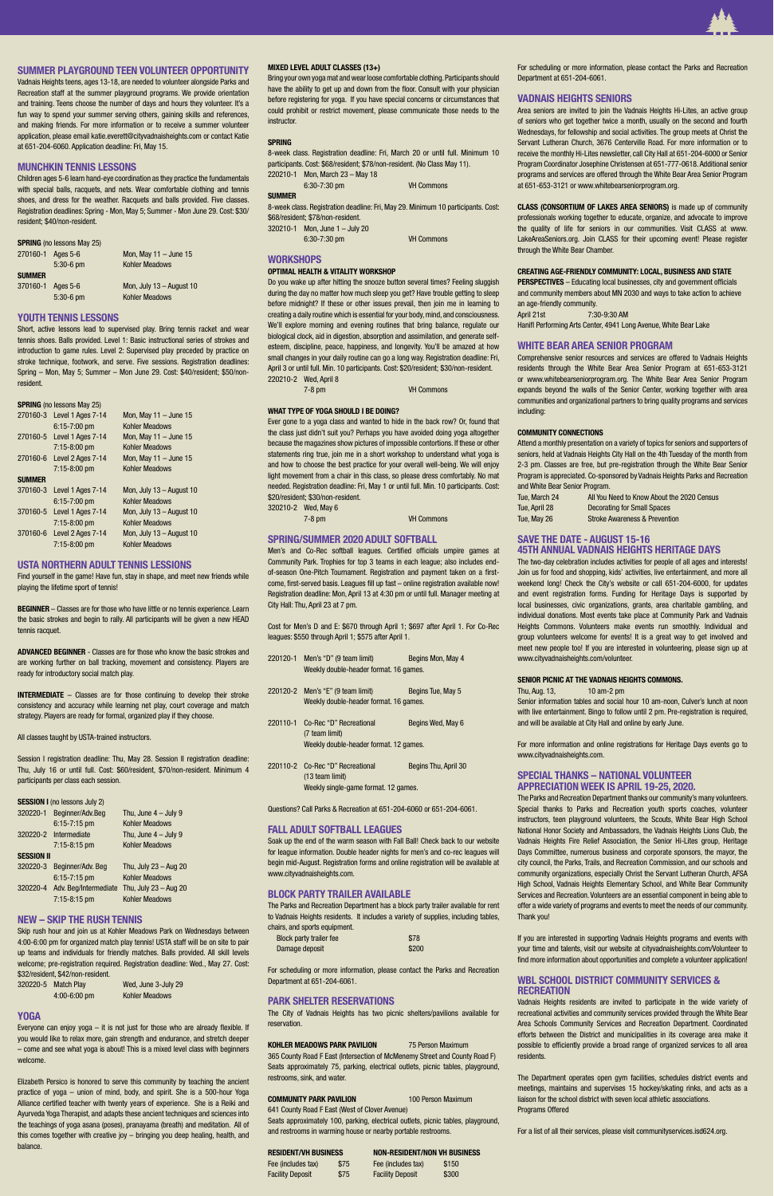## SUMMER PLAYGROUND TEEN VOLUNTEER OPPORTUNITY

Vadnais Heights teens, ages 13-18, are needed to volunteer alongside Parks and Recreation staff at the summer playground programs. We provide orientation and training. Teens choose the number of days and hours they volunteer. It's a fun way to spend your summer serving others, gaining skills and references, and making friends. For more information or to receive a summer volunteer application, please email katie.everett@cityvadnaisheights.com or contact Katie at 651-204-6060. Application deadline: Fri, May 15.

## MUNCHKIN TENNIS LESSONS

Children ages 5-6 learn hand-eye coordination as they practice the fundamentals with special balls, racquets, and nets. Wear comfortable clothing and tennis shoes, and dress for the weather. Racquets and balls provided. Five classes. Registration deadlines: Spring - Mon, May 5; Summer - Mon June 29. Cost: $30/ resident; $40/non-resident.

**SPRING** (no lessons May 25)

| | | |
|---|---|---|
| 270160-1 | Ages 5-6<br>5:30-6 pm | Mon, May 11 – June 15<br>Kohler Meadows |
| **SUMMER** | | |
| 370160-1 | Ages 5-6<br>5:30-6 pm | Mon, July 13 – August 10<br>Kohler Meadows |

## YOUTH TENNIS LESSONS

Short, active lessons lead to supervised play. Bring tennis racket and wear tennis shoes. Balls provided. Level 1: Basic instructional series of strokes and introduction to game rules. Level 2: Supervised play preceded by practice on stroke technique, footwork, and serve. Five sessions. Registration deadlines: Spring – Mon, May 5; Summer – Mon June 29. Cost: $40/resident; $50/non-resident.

**SPRING** (no lessons May 25)

| | | |
|---|---|---|
| 270160-3 | Level 1 Ages 7-14<br>6:15-7:00 pm | Mon, May 11 – June 15<br>Kohler Meadows |
| 270160-5 | Level 1 Ages 7-14<br>7:15-8:00 pm | Mon, May 11 – June 15<br>Kohler Meadows |
| 270160-6 | Level 2 Ages 7-14<br>7:15-8:00 pm | Mon, May 11 – June 15<br>Kohler Meadows |
| **SUMMER** | | |
| 370160-3 | Level 1 Ages 7-14<br>6:15-7:00 pm | Mon, July 13 – August 10<br>Kohler Meadows |
| 370160-5 | Level 1 Ages 7-14<br>7:15-8:00 pm | Mon, July 13 – August 10<br>Kohler Meadows |
| 370160-6 | Level 2 Ages 7-14<br>7:15-8:00 pm | Mon, July 13 – August 10<br>Kohler Meadows |

## USTA NORTHERN ADULT TENNIS LESSONS

Find yourself in the game! Have fun, stay in shape, and meet new friends while playing the lifetime sport of tennis!

**BEGINNER** – Classes are for those who have little or no tennis experience. Learn the basic strokes and begin to rally. All participants will be given a new HEAD tennis racquet.

**ADVANCED BEGINNER** - Classes are for those who know the basic strokes and are working further on ball tracking, movement and consistency. Players are ready for introductory social match play.

**INTERMEDIATE** – Classes are for those continuing to develop their stroke consistency and accuracy while learning net play, court coverage and match strategy. Players are ready for formal, organized play if they choose.

All classes taught by USTA-trained instructors.

Session I registration deadline: Thu, May 28. Session II registration deadline: Thu, July 16 or until full. Cost: $60/resident, $70/non-resident. Minimum 4 participants per class each session.

**SESSION I** (no lessons July 2)

| | | |
|---|---|---|
| 320220-1 | Beginner/Adv.Beg<br>6:15-7:15 pm | Thu, June 4 – July 9<br>Kohler Meadows |
| 320220-2 | Intermediate<br>7:15-8:15 pm | Thu, June 4 – July 9<br>Kohler Meadows |
| **SESSION II** | | |
| 320220-3 | Beginner/Adv. Beg<br>6:15-7:15 pm | Thu, July 23 – Aug 20<br>Kohler Meadows |
| 320220-4 | Adv. Beg/Intermediate<br>7:15-8:15 pm | Thu, July 23 – Aug 20<br>Kohler Meadows |

## NEW – SKIP THE RUSH TENNIS

Skip rush hour and join us at Kohler Meadows Park on Wednesdays between 4:00-6:00 pm for organized match play tennis! USTA staff will be on site to pair up teams and individuals for friendly matches. Balls provided. All skill levels welcome; pre-registration required. Registration deadline: Wed., May 27. Cost: $32/resident, $42/non-resident.

| | | |
|---|---|---|
| 320220-5 | Match Play<br>4:00-6:00 pm | Wed, June 3-July 29<br>Kohler Meadows |

## YOGA

Everyone can enjoy yoga – it is not just for those who are already flexible. If you would like to relax more, gain strength and endurance, and stretch deeper – come and see what yoga is about! This is a mixed level class with beginners welcome.

Elizabeth Persico is honored to serve this community by teaching the ancient practice of yoga – union of mind, body, and spirit. She is a 500-hour Yoga Alliance certified teacher with twenty years of experience. She is a Reiki and Ayurveda Yoga Therapist, and adapts these ancient techniques and sciences into the teachings of yoga asana (poses), pranayama (breath) and meditation. All of this comes together with creative joy – bringing you deep healing, health, and balance.

### MIXED LEVEL ADULT CLASSES (13+)

Bring your own yoga mat and wear loose comfortable clothing. Participants should have the ability to get up and down from the floor. Consult with your physician before registering for yoga. If you have special concerns or circumstances that could prohibit or restrict movement, please communicate those needs to the instructor.

**SPRING**

8-week class. Registration deadline: Fri, March 20 or until full. Minimum 10 participants. Cost: $68/resident; $78/non-resident. (No Class May 11).

| | | |
|---|---|---|
| 220210-1 | Mon, March 23 – May 18<br>6:30-7:30 pm | VH Commons |

**SUMMER**

8-week class. Registration deadline: Fri, May 29. Minimum 10 participants. Cost: $68/resident; $78/non-resident.

| | | |
|---|---|---|
| 320210-1 | Mon, June 1 – July 20<br>6:30-7:30 pm | VH Commons |

## WORKSHOPS

### OPTIMAL HEALTH & VITALITY WORKSHOP

Do you wake up after hitting the snooze button several times? Feeling sluggish during the day no matter how much sleep you get? Have trouble getting to sleep before midnight? If these or other issues prevail, then join me in learning to creating a daily routine which is essential for your body, mind, and consciousness. We'll explore morning and evening routines that bring balance, regulate our biological clock, aid in digestion, absorption and assimilation, and generate self-esteem, discipline, peace, happiness, and longevity. You'll be amazed at how small changes in your daily routine can go a long way. Registration deadline: Fri, April 3 or until full. Min. 10 participants. Cost: $20/resident; $30/non-resident.

| | | |
|---|---|---|
| 220210-2 | Wed, April 8<br>7-8 pm | VH Commons |

### WHAT TYPE OF YOGA SHOULD I BE DOING?

Ever gone to a yoga class and wanted to hide in the back row? Or, found that the class just didn't suit you? Perhaps you have avoided doing yoga altogether because the magazines show pictures of impossible contortions. If these or other statements ring true, join me in a short workshop to understand what yoga is and how to choose the best practice for your overall well-being. We will enjoy light movement from a chair in this class, so please dress comfortably. No mat needed. Registration deadline: Fri, May 1 or until full. Min. 10 participants. Cost: $20/resident; $30/non-resident.

| | | |
|---|---|---|
| 320210-2 | Wed, May 6<br>7-8 pm | VH Commons |

## SPRING/SUMMER 2020 ADULT SOFTBALL

Men's and Co-Rec softball leagues. Certified officials umpire games at Community Park. Trophies for top 3 teams in each league; also includes end-of-season One-Pitch Tournament. Registration and payment taken on a first-come, first-served basis. Leagues fill up fast – online registration available now! Registration deadline: Mon, April 13 at 4:30 pm or until full. Manager meeting at City Hall: Thu, April 23 at 7 pm.

Cost for Men's D and E: $670 through April 1; $697 after April 1. For Co-Rec leagues: $550 through April 1; $575 after April 1.

| | | |
|---|---|---|
| 220120-1 | Men's "D" (9 team limit)<br>Weekly double-header format. 16 games. | Begins Mon, May 4 |
| 220120-2 | Men's "E" (9 team limit)<br>Weekly double-header format. 16 games. | Begins Tue, May 5 |
| 220110-1 | Co-Rec "D" Recreational (7 team limit)<br>Weekly double-header format. 12 games. | Begins Wed, May 6 |
| 220110-2 | Co-Rec "D" Recreational (13 team limit)<br>Weekly single-game format. 12 games. | Begins Thu, April 30 |

Questions? Call Parks & Recreation at 651-204-6060 or 651-204-6061.

## FALL ADULT SOFTBALL LEAGUES

Soak up the end of the warm season with Fall Ball! Check back to our website for league information. Double header nights for men's and co-rec leagues will begin mid-August. Registration forms and online registration will be available at www.cityvadnaisheights.com.

## BLOCK PARTY TRAILER AVAILABLE

The Parks and Recreation Department has a block party trailer available for rent to Vadnais Heights residents. It includes a variety of supplies, including tables, chairs, and sports equipment.

| | |
|---|---|
| Block party trailer fee | $78 |
| Damage deposit | $200 |

For scheduling or more information, please contact the Parks and Recreation Department at 651-204-6061.

## PARK SHELTER RESERVATIONS

The City of Vadnais Heights has two picnic shelters/pavilions available for reservation.

**KOHLER MEADOWS PARK PAVILION** — 75 Person Maximum
365 County Road F East (Intersection of McMenemy Street and County Road F)
Seats approximately 75, parking, electrical outlets, picnic tables, playground, restrooms, sink, and water.

**COMMUNITY PARK PAVILION** — 100 Person Maximum
641 County Road F East (West of Clover Avenue)
Seats approximately 100, parking, electrical outlets, picnic tables, playground, and restrooms in warming house or nearby portable restrooms.

| RESIDENT/VH BUSINESS | | NON-RESIDENT/NON VH BUSINESS | |
|---|---|---|---|
| Fee (includes tax) | $75 | Fee (includes tax) | $150 |
| Facility Deposit | $75 | Facility Deposit | $300 |

For scheduling or more information, please contact the Parks and Recreation Department at 651-204-6061.

## VADNAIS HEIGHTS SENIORS

Area seniors are invited to join the Vadnais Heights Hi-Lites, an active group of seniors who get together twice a month, usually on the second and fourth Wednesdays, for fellowship and social activities. The group meets at Christ the Servant Lutheran Church, 3676 Centerville Road. For more information or to receive the monthly Hi-Lites newsletter, call City Hall at 651-204-6000 or Senior Program Coordinator Josephine Christensen at 651-777-0618. Additional senior programs and services are offered through the White Bear Area Senior Program at 651-653-3121 or www.whitebearseniorprogram.org.

**CLASS (CONSORTIUM OF LAKES AREA SENIORS)** is made up of community professionals working together to educate, organize, and advocate to improve the quality of life for seniors in our communities. Visit CLASS at www.LakeAreaSeniors.org. Join CLASS for their upcoming event! Please register through the White Bear Chamber.

**CREATING AGE-FRIENDLY COMMUNITY: LOCAL, BUSINESS AND STATE PERSPECTIVES** – Educating local businesses, city and government officials and community members about MN 2030 and ways to take action to achieve an age-friendly community.

April 21st 7:30-9:30 AM
Hanifl Performing Arts Center, 4941 Long Avenue, White Bear Lake

## WHITE BEAR AREA SENIOR PROGRAM

Comprehensive senior resources and services are offered to Vadnais Heights residents through the White Bear Area Senior Program at 651-653-3121 or www.whitebearseniorprogram.org. The White Bear Area Senior Program expands beyond the walls of the Senior Center, working together with area communities and organizational partners to bring quality programs and services including:

### COMMUNITY CONNECTIONS

Attend a monthly presentation on a variety of topics for seniors and supporters of seniors, held at Vadnais Heights City Hall on the 4th Tuesday of the month from 2-3 pm. Classes are free, but pre-registration through the White Bear Senior Program is appreciated. Co-sponsored by Vadnais Heights Parks and Recreation and White Bear Senior Program.

| | |
|---|---|
| Tue, March 24 | All You Need to Know About the 2020 Census |
| Tue, April 28 | Decorating for Small Spaces |
| Tue, May 26 | Stroke Awareness & Prevention |

## SAVE THE DATE - AUGUST 15-16
## 45TH ANNUAL VADNAIS HEIGHTS HERITAGE DAYS

The two-day celebration includes activities for people of all ages and interests! Join us for food and shopping, kids' activities, live entertainment, and more all weekend long! Check the City's website or call 651-204-6000, for updates and event registration forms. Funding for Heritage Days is supported by local businesses, civic organizations, grants, area charitable gambling, and individual donations. Most events take place at Community Park and Vadnais Heights Commons. Volunteers make events run smoothly. Individual and group volunteers welcome for events! It is a great way to get involved and meet new people too! If you are interested in volunteering, please sign up at www.cityvadnaisheights.com/volunteer.

### SENIOR PICNIC AT THE VADNAIS HEIGHTS COMMONS.

Thu, Aug. 13, 10 am-2 pm
Senior information tables and social hour 10 am-noon, Culver's lunch at noon with live entertainment. Bingo to follow until 2 pm. Pre-registration is required, and will be available at City Hall and online by early June.

For more information and online registrations for Heritage Days events go to www.cityvadnaisheights.com.

## SPECIAL THANKS – NATIONAL VOLUNTEER APPRECIATION WEEK IS APRIL 19-25, 2020.

The Parks and Recreation Department thanks our community's many volunteers. Special thanks to Parks and Recreation youth sports coaches, volunteer instructors, teen playground volunteers, the Scouts, White Bear High School National Honor Society and Ambassadors, the Vadnais Heights Lions Club, the Vadnais Heights Fire Relief Association, the Senior Hi-Lites group, Heritage Days Committee, numerous business and corporate sponsors, the mayor, the city council, the Parks, Trails, and Recreation Commission, and our schools and community organizations, especially Christ the Servant Lutheran Church, AFSA High School, Vadnais Heights Elementary School, and White Bear Community Services and Recreation. Volunteers are an essential component in being able to offer a wide variety of programs and events to meet the needs of our community. Thank you!

If you are interested in supporting Vadnais Heights programs and events with your time and talents, visit our website at cityvadnaisheights.com/Volunteer to find more information about opportunities and complete a volunteer application!

## WBL SCHOOL DISTRICT COMMUNITY SERVICES & RECREATION

Vadnais Heights residents are invited to participate in the wide variety of recreational activities and community services provided through the White Bear Area Schools Community Services and Recreation Department. Coordinated efforts between the District and municipalities in its coverage area make it possible to efficiently provide a broad range of organized services to all area residents.

The Department operates open gym facilities, schedules district events and meetings, maintains and supervises 15 hockey/skating rinks, and acts as a liaison for the school district with seven local athletic associations.
Programs Offered

For a list of all their services, please visit communityservices.isd624.org.